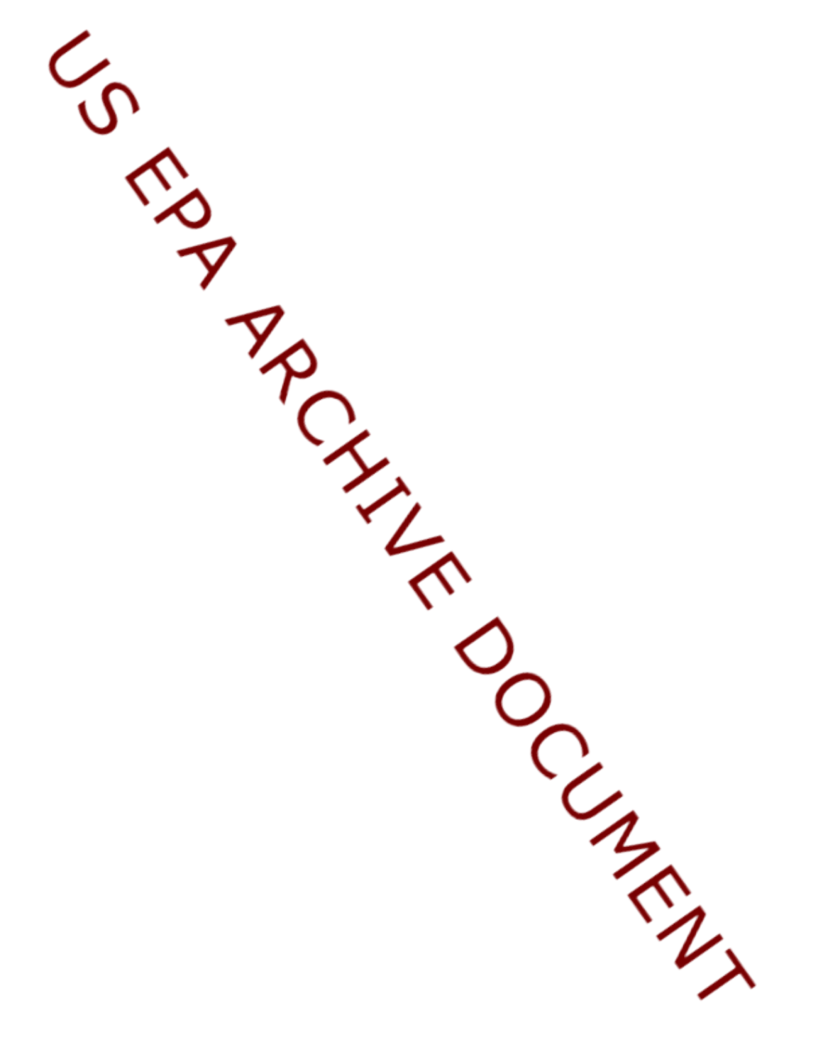US EPA ARCHIVE DOCUMENT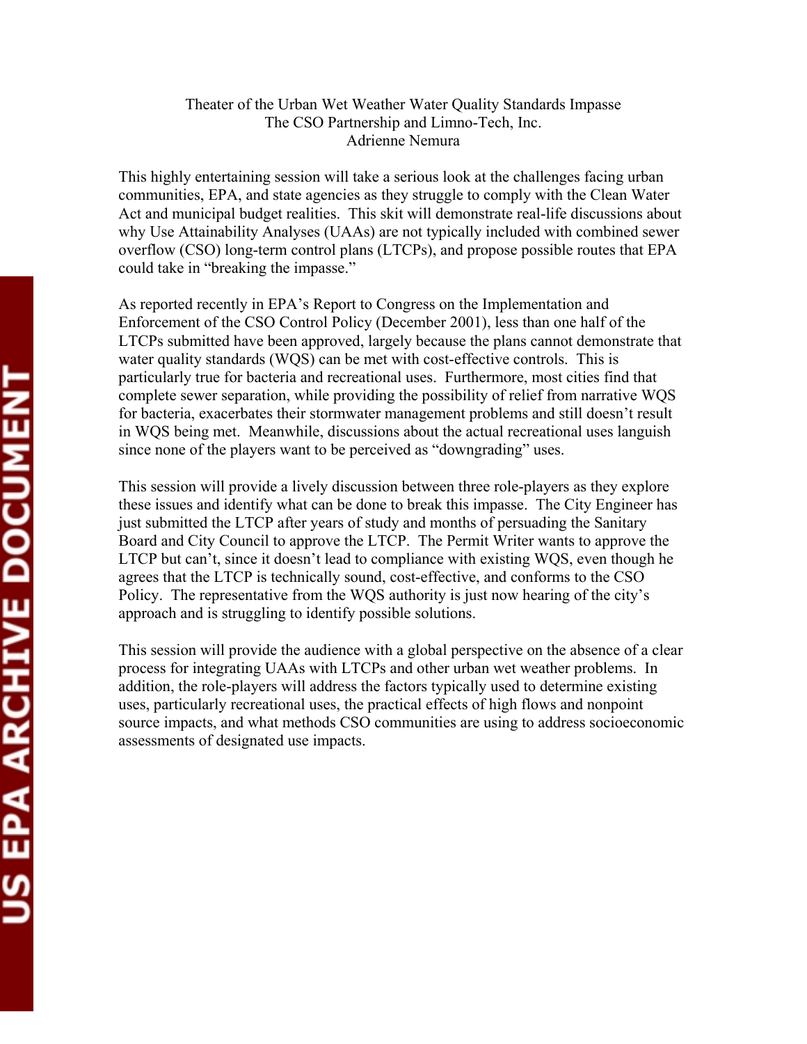Theater of the Urban Wet Weather Water Quality Standards Impasse
The CSO Partnership and Limno-Tech, Inc.
Adrienne Nemura

This highly entertaining session will take a serious look at the challenges facing urban communities, EPA, and state agencies as they struggle to comply with the Clean Water Act and municipal budget realities. This skit will demonstrate real-life discussions about why Use Attainability Analyses (UAAs) are not typically included with combined sewer overflow (CSO) long-term control plans (LTCPs), and propose possible routes that EPA could take in "breaking the impasse."

As reported recently in EPA's Report to Congress on the Implementation and Enforcement of the CSO Control Policy (December 2001), less than one half of the LTCPs submitted have been approved, largely because the plans cannot demonstrate that water quality standards (WQS) can be met with cost-effective controls. This is particularly true for bacteria and recreational uses. Furthermore, most cities find that complete sewer separation, while providing the possibility of relief from narrative WQS for bacteria, exacerbates their stormwater management problems and still doesn't result in WQS being met. Meanwhile, discussions about the actual recreational uses languish since none of the players want to be perceived as "downgrading" uses.

This session will provide a lively discussion between three role-players as they explore these issues and identify what can be done to break this impasse. The City Engineer has just submitted the LTCP after years of study and months of persuading the Sanitary Board and City Council to approve the LTCP. The Permit Writer wants to approve the LTCP but can't, since it doesn't lead to compliance with existing WQS, even though he agrees that the LTCP is technically sound, cost-effective, and conforms to the CSO Policy. The representative from the WQS authority is just now hearing of the city's approach and is struggling to identify possible solutions.

This session will provide the audience with a global perspective on the absence of a clear process for integrating UAAs with LTCPs and other urban wet weather problems. In addition, the role-players will address the factors typically used to determine existing uses, particularly recreational uses, the practical effects of high flows and nonpoint source impacts, and what methods CSO communities are using to address socioeconomic assessments of designated use impacts.